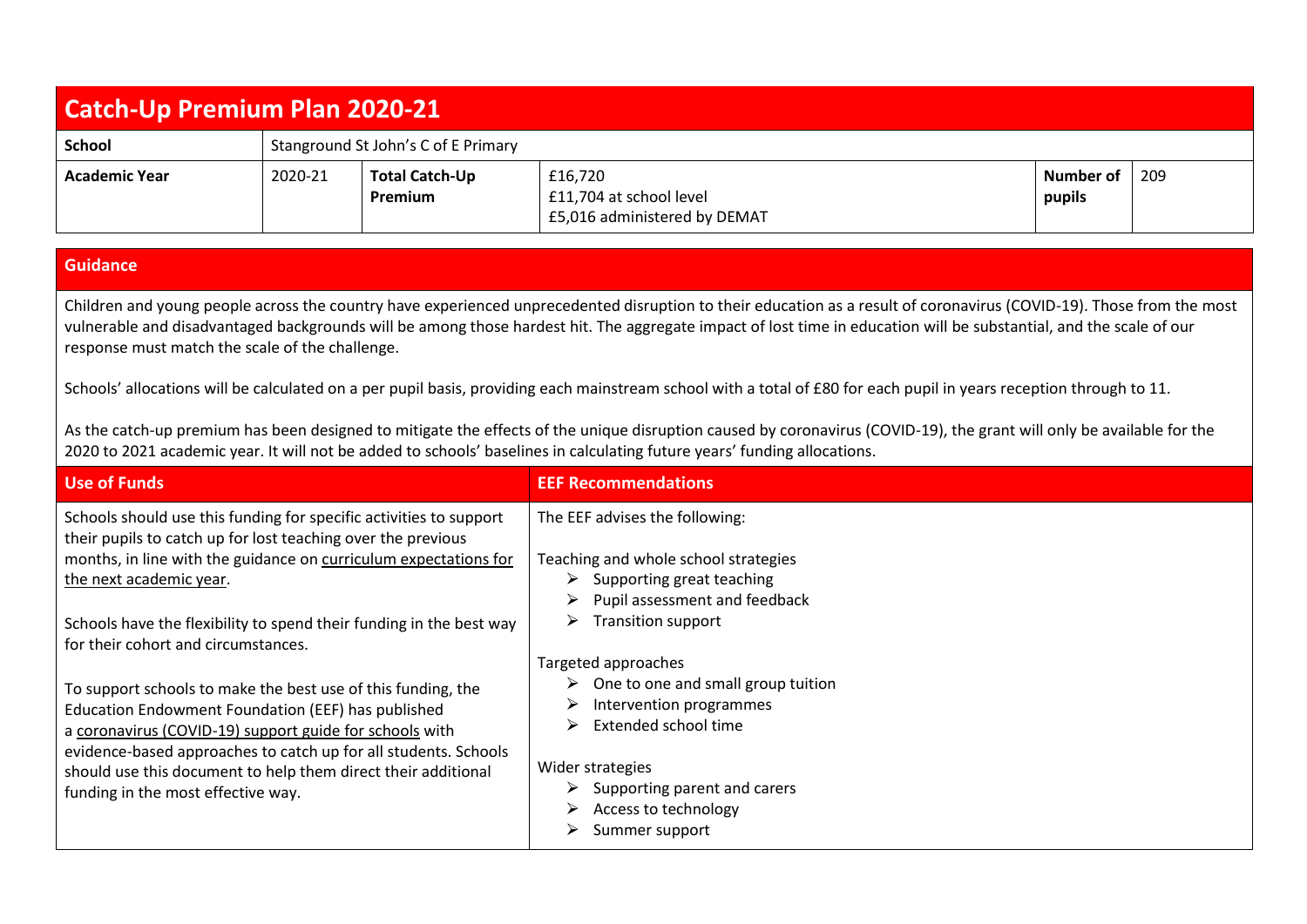# Catch-Up Premium Plan 2020-21

| **School** | Stanground St John's C of E Primary | | | | |
|---|---|---|---|---|---|
| **Academic Year** | 2020-21 | **Total Catch-Up Premium** | £16,720<br>£11,704 at school level<br>£5,016 administered by DEMAT | **Number of pupils** | 209 |

## Guidance

Children and young people across the country have experienced unprecedented disruption to their education as a result of coronavirus (COVID-19). Those from the most vulnerable and disadvantaged backgrounds will be among those hardest hit. The aggregate impact of lost time in education will be substantial, and the scale of our response must match the scale of the challenge.

Schools' allocations will be calculated on a per pupil basis, providing each mainstream school with a total of £80 for each pupil in years reception through to 11.

As the catch-up premium has been designed to mitigate the effects of the unique disruption caused by coronavirus (COVID-19), the grant will only be available for the 2020 to 2021 academic year. It will not be added to schools' baselines in calculating future years' funding allocations.

| **Use of Funds** | **EEF Recommendations** |
|---|---|
| Schools should use this funding for specific activities to support their pupils to catch up for lost teaching over the previous months, in line with the guidance on curriculum expectations for the next academic year.<br><br>Schools have the flexibility to spend their funding in the best way for their cohort and circumstances.<br><br>To support schools to make the best use of this funding, the Education Endowment Foundation (EEF) has published a coronavirus (COVID-19) support guide for schools with evidence-based approaches to catch up for all students. Schools should use this document to help them direct their additional funding in the most effective way. | The EEF advises the following:<br><br>Teaching and whole school strategies<br>➢ Supporting great teaching<br>➢ Pupil assessment and feedback<br>➢ Transition support<br><br>Targeted approaches<br>➢ One to one and small group tuition<br>➢ Intervention programmes<br>➢ Extended school time<br><br>Wider strategies<br>➢ Supporting parent and carers<br>➢ Access to technology<br>➢ Summer support |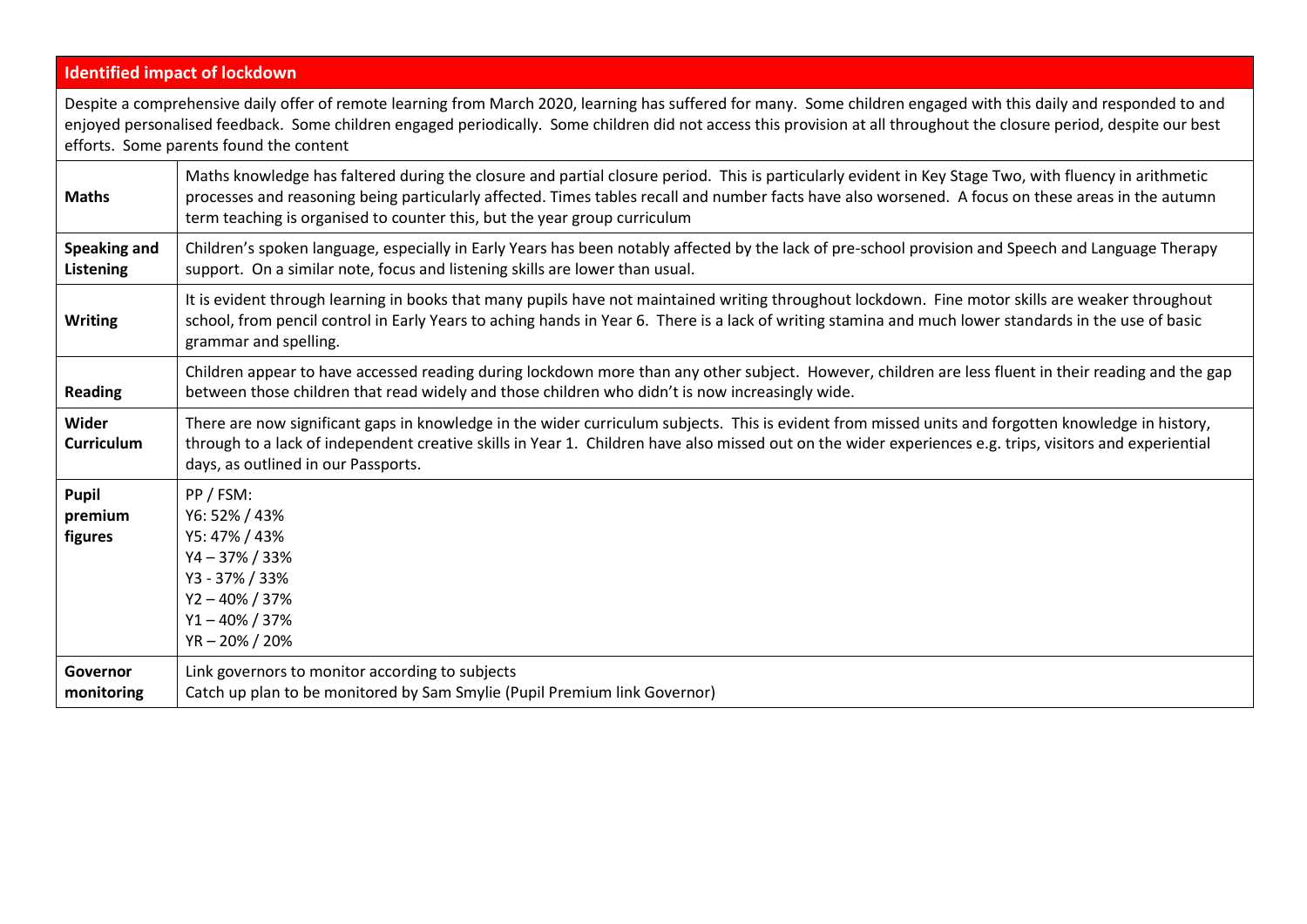| Identified impact of lockdown | |
|---|---|
| Despite a comprehensive daily offer of remote learning from March 2020, learning has suffered for many. Some children engaged with this daily and responded to and enjoyed personalised feedback. Some children engaged periodically. Some children did not access this provision at all throughout the closure period, despite our best efforts. Some parents found the content | |
| **Maths** | Maths knowledge has faltered during the closure and partial closure period. This is particularly evident in Key Stage Two, with fluency in arithmetic processes and reasoning being particularly affected. Times tables recall and number facts have also worsened. A focus on these areas in the autumn term teaching is organised to counter this, but the year group curriculum |
| **Speaking and Listening** | Children's spoken language, especially in Early Years has been notably affected by the lack of pre-school provision and Speech and Language Therapy support. On a similar note, focus and listening skills are lower than usual. |
| **Writing** | It is evident through learning in books that many pupils have not maintained writing throughout lockdown. Fine motor skills are weaker throughout school, from pencil control in Early Years to aching hands in Year 6. There is a lack of writing stamina and much lower standards in the use of basic grammar and spelling. |
| **Reading** | Children appear to have accessed reading during lockdown more than any other subject. However, children are less fluent in their reading and the gap between those children that read widely and those children who didn't is now increasingly wide. |
| **Wider Curriculum** | There are now significant gaps in knowledge in the wider curriculum subjects. This is evident from missed units and forgotten knowledge in history, through to a lack of independent creative skills in Year 1. Children have also missed out on the wider experiences e.g. trips, visitors and experiential days, as outlined in our Passports. |
| **Pupil premium figures** | PP / FSM:<br>Y6: 52% / 43%<br>Y5: 47% / 43%<br>Y4 – 37% / 33%<br>Y3 - 37% / 33%<br>Y2 – 40% / 37%<br>Y1 – 40% / 37%<br>YR – 20% / 20% |
| **Governor monitoring** | Link governors to monitor according to subjects<br>Catch up plan to be monitored by Sam Smylie (Pupil Premium link Governor) |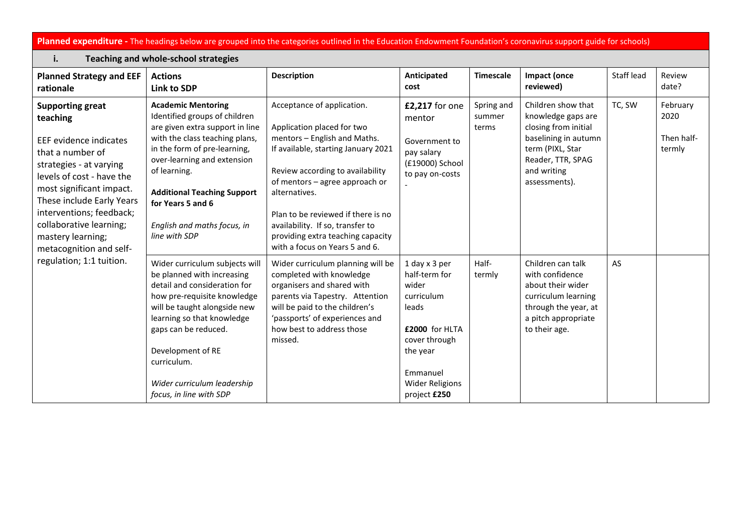**Planned expenditure -** The headings below are grouped into the categories outlined in the Education Endowment Foundation's coronavirus support guide for schools)

**i. Teaching and whole-school strategies**

| Planned Strategy and EEF rationale | Actions<br>Link to SDP | Description | Anticipated cost | Timescale | Impact (once reviewed) | Staff lead | Review date? |
|---|---|---|---|---|---|---|---|
| **Supporting great teaching**<br><br>EEF evidence indicates that a number of strategies - at varying levels of cost - have the most significant impact. These include Early Years interventions; feedback; collaborative learning; mastery learning; metacognition and self-regulation; 1:1 tuition. | **Academic Mentoring**<br>Identified groups of children are given extra support in line with the class teaching plans, in the form of pre-learning, over-learning and extension of learning.<br><br>**Additional Teaching Support for Years 5 and 6**<br><br>*English and maths focus, in line with SDP* | Acceptance of application.<br><br>Application placed for two mentors – English and Maths. If available, starting January 2021<br><br>Review according to availability of mentors – agree approach or alternatives.<br><br>Plan to be reviewed if there is no availability. If so, transfer to providing extra teaching capacity with a focus on Years 5 and 6. | **£2,217** for one mentor<br><br>Government to pay salary (£19000) School to pay on-costs<br>- | Spring and summer terms | Children show that knowledge gaps are closing from initial baselining in autumn term (PIXL, Star Reader, TTR, SPAG and writing assessments). | TC, SW | February 2020<br><br>Then half-termly |
| | Wider curriculum subjects will be planned with increasing detail and consideration for how pre-requisite knowledge will be taught alongside new learning so that knowledge gaps can be reduced.<br><br>Development of RE curriculum.<br><br>*Wider curriculum leadership focus, in line with SDP* | Wider curriculum planning will be completed with knowledge organisers and shared with parents via Tapestry. Attention will be paid to the children's 'passports' of experiences and how best to address those missed. | 1 day x 3 per half-term for wider curriculum leads<br><br>**£2000** for HLTA cover through the year<br><br>Emmanuel Wider Religions project **£250** | Half-termly | Children can talk with confidence about their wider curriculum learning through the year, at a pitch appropriate to their age. | AS | |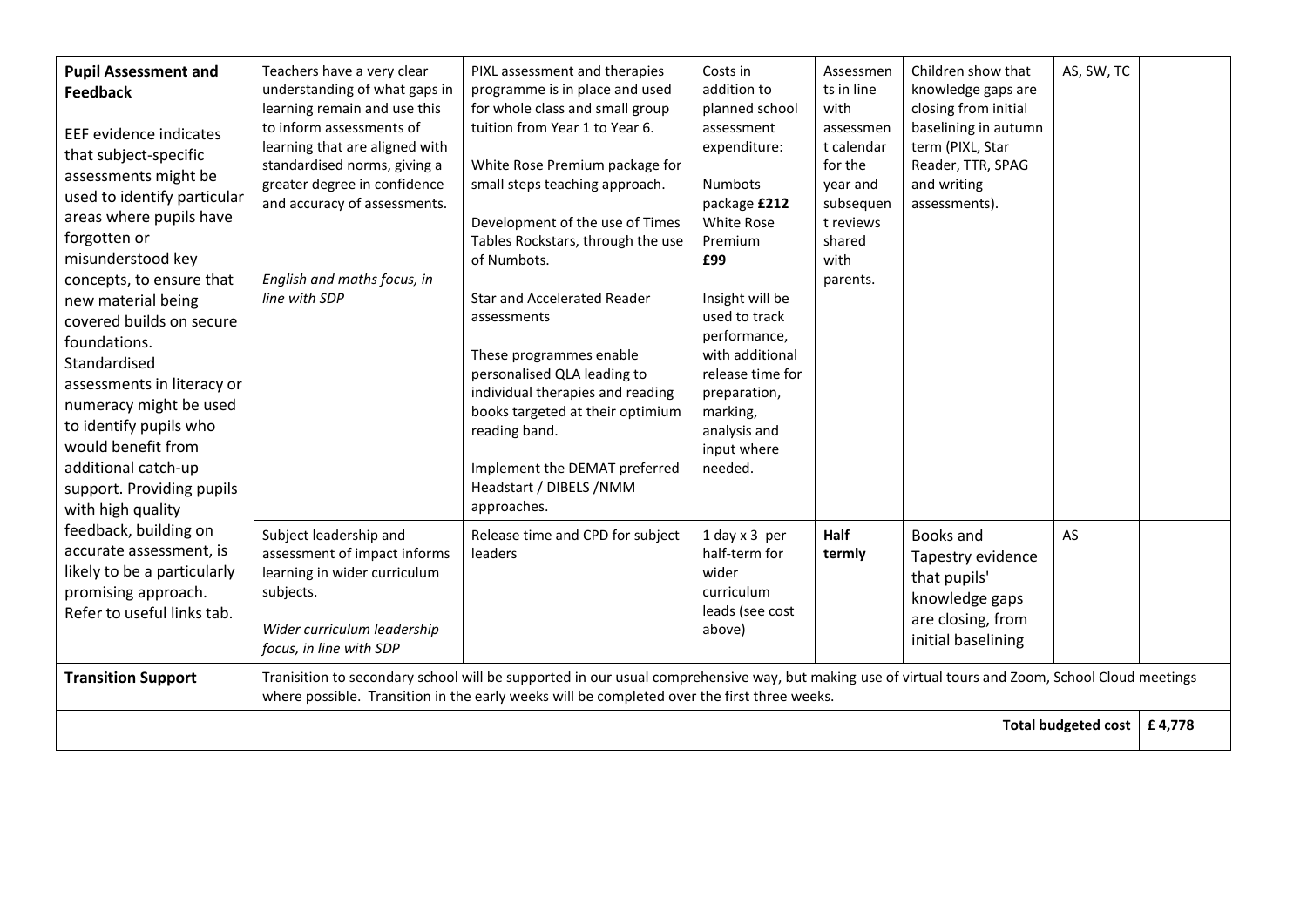| **Pupil Assessment and Feedback**<br><br>EEF evidence indicates that subject-specific assessments might be used to identify particular areas where pupils have forgotten or misunderstood key concepts, to ensure that new material being covered builds on secure foundations. Standardised assessments in literacy or numeracy might be used to identify pupils who would benefit from additional catch-up support. Providing pupils with high quality feedback, building on accurate assessment, is likely to be a particularly promising approach. Refer to useful links tab. | Teachers have a very clear understanding of what gaps in learning remain and use this to inform assessments of learning that are aligned with standardised norms, giving a greater degree in confidence and accuracy of assessments.<br><br>*English and maths focus, in line with SDP* | PIXL assessment and therapies programme is in place and used for whole class and small group tuition from Year 1 to Year 6.<br><br>White Rose Premium package for small steps teaching approach.<br><br>Development of the use of Times Tables Rockstars, through the use of Numbots.<br><br>Star and Accelerated Reader assessments<br><br>These programmes enable personalised QLA leading to individual therapies and reading books targeted at their optimium reading band.<br><br>Implement the DEMAT preferred Headstart / DIBELS /NMM approaches. | Costs in addition to planned school assessment expenditure:<br><br>Numbots package **£212**<br>White Rose Premium<br>**£99**<br><br>Insight will be used to track performance, with additional release time for preparation, marking, analysis and input where needed. | Assessments in line with assessment calendar for the year and subsequent reviews shared with parents. | Children show that knowledge gaps are closing from initial baselining in autumn term (PIXL, Star Reader, TTR, SPAG and writing assessments). | AS, SW, TC | |
|---|---|---|---|---|---|---|---|
| | Subject leadership and assessment of impact informs learning in wider curriculum subjects.<br><br>*Wider curriculum leadership focus, in line with SDP* | Release time and CPD for subject leaders | 1 day x 3 per half-term for wider curriculum leads (see cost above) | **Half termly** | Books and Tapestry evidence that pupils' knowledge gaps are closing, from initial baselining | AS | |
| **Transition Support** | Tranisition to secondary school will be supported in our usual comprehensive way, but making use of virtual tours and Zoom, School Cloud meetings where possible. Transition in the early weeks will be completed over the first three weeks. | | | | | | |
| | | | | | | **Total budgeted cost** | **£ 4,778** |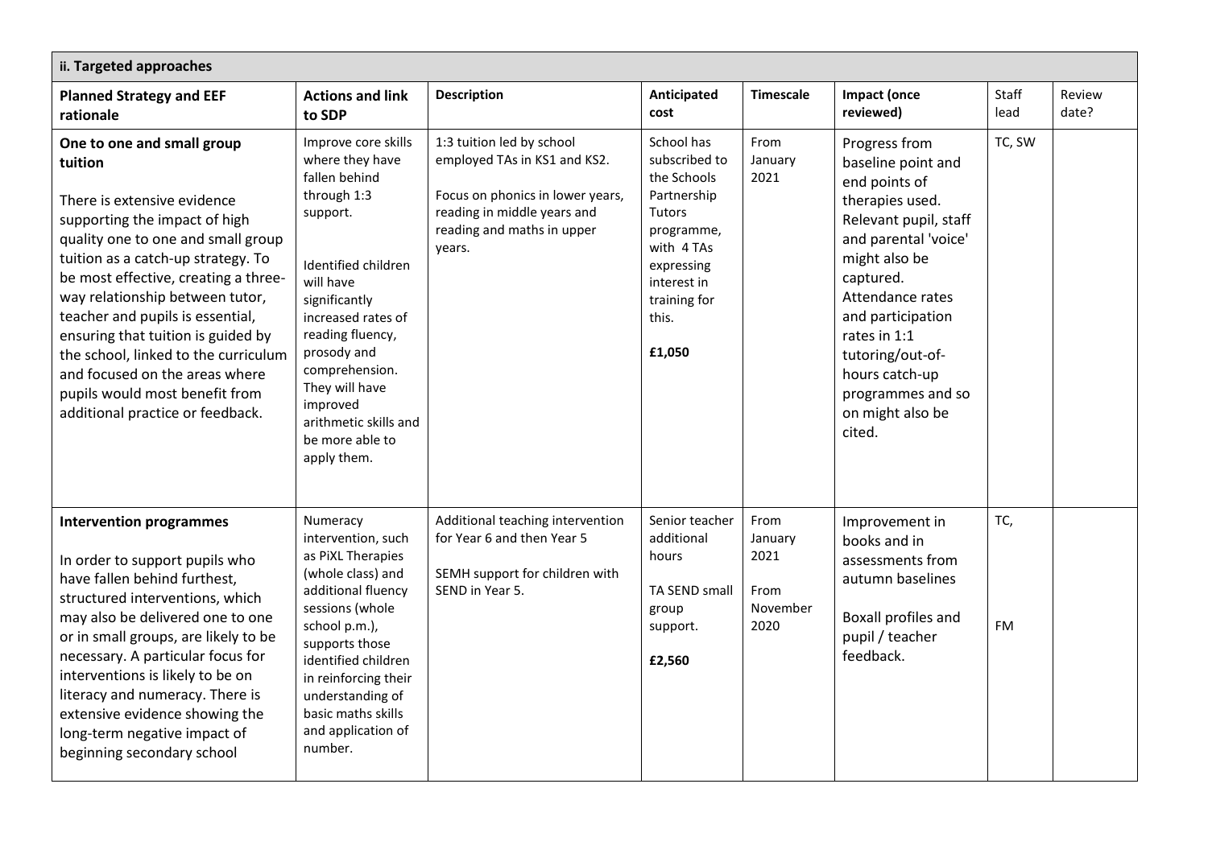| ii. Targeted approaches | | | | | | | |
|---|---|---|---|---|---|---|---|
| **Planned Strategy and EEF rationale** | **Actions and link to SDP** | **Description** | **Anticipated cost** | **Timescale** | **Impact (once reviewed)** | Staff lead | Review date? |
| **One to one and small group tuition**<br><br>There is extensive evidence supporting the impact of high quality one to one and small group tuition as a catch-up strategy. To be most effective, creating a three-way relationship between tutor, teacher and pupils is essential, ensuring that tuition is guided by the school, linked to the curriculum and focused on the areas where pupils would most benefit from additional practice or feedback. | Improve core skills where they have fallen behind through 1:3 support.<br><br>Identified children will have significantly increased rates of reading fluency, prosody and comprehension. They will have improved arithmetic skills and be more able to apply them. | 1:3 tuition led by school employed TAs in KS1 and KS2.<br><br>Focus on phonics in lower years, reading in middle years and reading and maths in upper years. | School has subscribed to the Schools Partnership Tutors programme, with 4 TAs expressing interest in training for this.<br><br>**£1,050** | From January 2021 | Progress from baseline point and end points of therapies used. Relevant pupil, staff and parental 'voice' might also be captured. Attendance rates and participation rates in 1:1 tutoring/out-of-hours catch-up programmes and so on might also be cited. | TC, SW | |
| **Intervention programmes**<br><br>In order to support pupils who have fallen behind furthest, structured interventions, which may also be delivered one to one or in small groups, are likely to be necessary. A particular focus for interventions is likely to be on literacy and numeracy. There is extensive evidence showing the long-term negative impact of beginning secondary school | Numeracy intervention, such as PiXL Therapies (whole class) and additional fluency sessions (whole school p.m.), supports those identified children in reinforcing their understanding of basic maths skills and application of number. | Additional teaching intervention for Year 6 and then Year 5<br><br>SEMH support for children with SEND in Year 5. | Senior teacher additional hours<br><br>TA SEND small group support.<br><br>**£2,560** | From January 2021<br><br>From November 2020 | Improvement in books and in assessments from autumn baselines<br><br>Boxall profiles and pupil / teacher feedback. | TC,<br><br>FM | |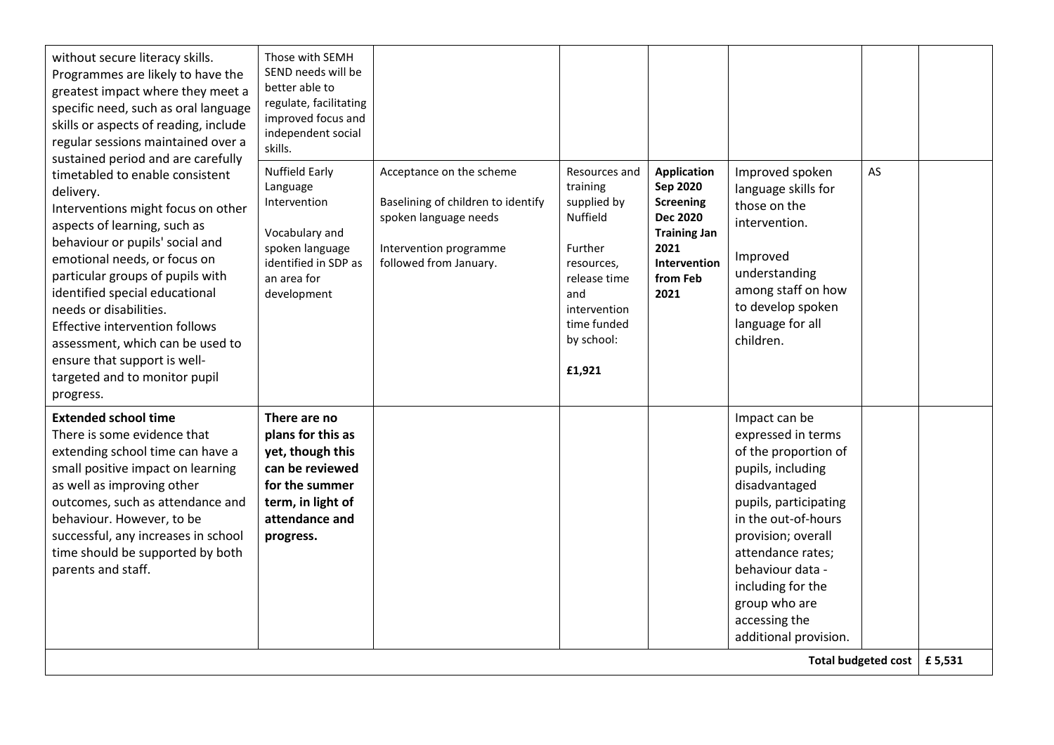| | | | | | | | |
|---|---|---|---|---|---|---|---|
| without secure literacy skills. Programmes are likely to have the greatest impact where they meet a specific need, such as oral language skills or aspects of reading, include regular sessions maintained over a sustained period and are carefully timetabled to enable consistent delivery.<br>Interventions might focus on other aspects of learning, such as behaviour or pupils' social and emotional needs, or focus on particular groups of pupils with identified special educational needs or disabilities.<br>Effective intervention follows assessment, which can be used to ensure that support is well-targeted and to monitor pupil progress. | Those with SEMH SEND needs will be better able to regulate, facilitating improved focus and independent social skills. | | | | | | |
| | Nuffield Early Language Intervention<br><br>Vocabulary and spoken language identified in SDP as an area for development | Acceptance on the scheme<br><br>Baselining of children to identify spoken language needs<br><br>Intervention programme followed from January. | Resources and training supplied by Nuffield<br><br>Further resources, release time and intervention time funded by school:<br><br>**£1,921** | **Application Sep 2020**<br>**Screening Dec 2020**<br>**Training Jan 2021**<br>**Intervention from Feb 2021** | Improved spoken language skills for those on the intervention.<br><br>Improved understanding among staff on how to develop spoken language for all children. | AS | |
| **Extended school time**<br>There is some evidence that extending school time can have a small positive impact on learning as well as improving other outcomes, such as attendance and behaviour. However, to be successful, any increases in school time should be supported by both parents and staff. | **There are no plans for this as yet, though this can be reviewed for the summer term, in light of attendance and progress.** | | | | Impact can be expressed in terms of the proportion of pupils, including disadvantaged pupils, participating in the out-of-hours provision; overall attendance rates; behaviour data - including for the group who are accessing the additional provision. | | |
| | | | | | | **Total budgeted cost** | **£ 5,531** |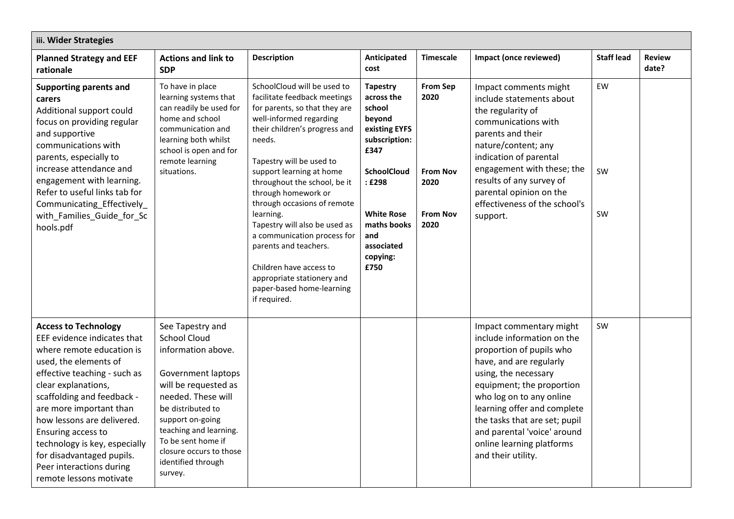| iii. Wider Strategies | | | | | | | |
|---|---|---|---|---|---|---|---|
| **Planned Strategy and EEF rationale** | **Actions and link to SDP** | **Description** | **Anticipated cost** | **Timescale** | **Impact (once reviewed)** | **Staff lead** | **Review date?** |
| **Supporting parents and carers** Additional support could focus on providing regular and supportive communications with parents, especially to increase attendance and engagement with learning. Refer to useful links tab for Communicating_Effectively_with_Families_Guide_for_Schools.pdf | To have in place learning systems that can readily be used for home and school communication and learning both whilst school is open and for remote learning situations. | SchoolCloud will be used to facilitate feedback meetings for parents, so that they are well-informed regarding their children's progress and needs.<br><br>Tapestry will be used to support learning at home throughout the school, be it through homework or through occasions of remote learning.<br>Tapestry will also be used as a communication process for parents and teachers.<br><br>Children have access to appropriate stationery and paper-based home-learning if required. | **Tapestry across the school beyond existing EYFS subscription: £347**<br><br>**SchoolCloud : £298**<br><br>**White Rose maths books and associated copying: £750** | **From Sep 2020**<br><br>**From Nov 2020**<br><br>**From Nov 2020** | Impact comments might include statements about the regularity of communications with parents and their nature/content; any indication of parental engagement with these; the results of any survey of parental opinion on the effectiveness of the school's support. | EW<br><br>SW<br><br>SW | |
| **Access to Technology** EEF evidence indicates that where remote education is used, the elements of effective teaching - such as clear explanations, scaffolding and feedback - are more important than how lessons are delivered. Ensuring access to technology is key, especially for disadvantaged pupils. Peer interactions during remote lessons motivate | See Tapestry and School Cloud information above.<br><br>Government laptops will be requested as needed. These will be distributed to support on-going teaching and learning. To be sent home if closure occurs to those identified through survey. | | | | Impact commentary might include information on the proportion of pupils who have, and are regularly using, the necessary equipment; the proportion who log on to any online learning offer and complete the tasks that are set; pupil and parental 'voice' around online learning platforms and their utility. | SW | |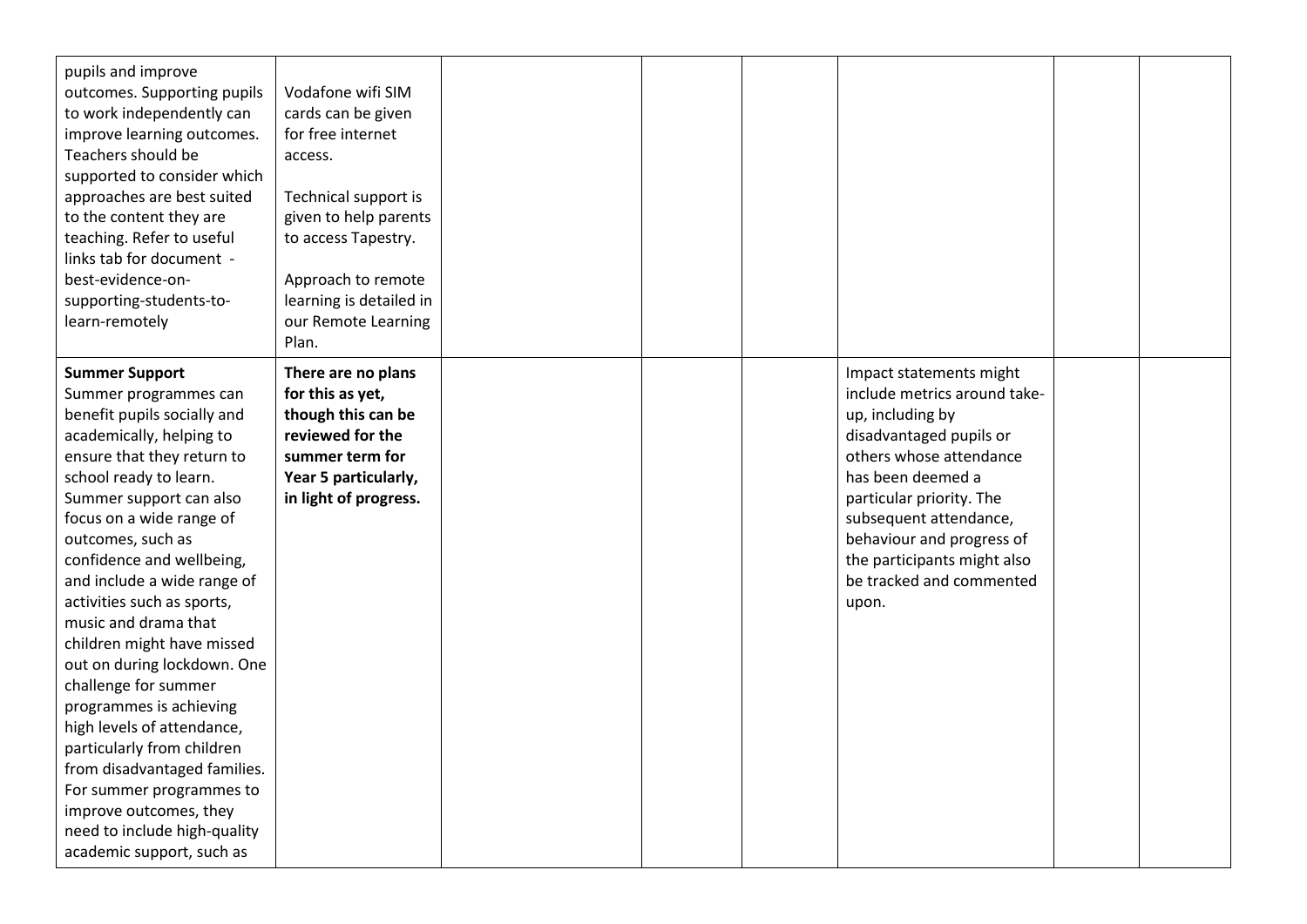| | | | | | | | |
|---|---|---|---|---|---|---|---|
| pupils and improve outcomes. Supporting pupils to work independently can improve learning outcomes. Teachers should be supported to consider which approaches are best suited to the content they are teaching. Refer to useful links tab for document - best-evidence-on-supporting-students-to-learn-remotely | Vodafone wifi SIM cards can be given for free internet access.<br><br>Technical support is given to help parents to access Tapestry.<br><br>Approach to remote learning is detailed in our Remote Learning Plan. | | | | | | |
| **Summer Support**<br>Summer programmes can benefit pupils socially and academically, helping to ensure that they return to school ready to learn. Summer support can also focus on a wide range of outcomes, such as confidence and wellbeing, and include a wide range of activities such as sports, music and drama that children might have missed out on during lockdown. One challenge for summer programmes is achieving high levels of attendance, particularly from children from disadvantaged families. For summer programmes to improve outcomes, they need to include high-quality academic support, such as | **There are no plans for this as yet, though this can be reviewed for the summer term for Year 5 particularly, in light of progress.** | | | | Impact statements might include metrics around take-up, including by disadvantaged pupils or others whose attendance has been deemed a particular priority. The subsequent attendance, behaviour and progress of the participants might also be tracked and commented upon. | | |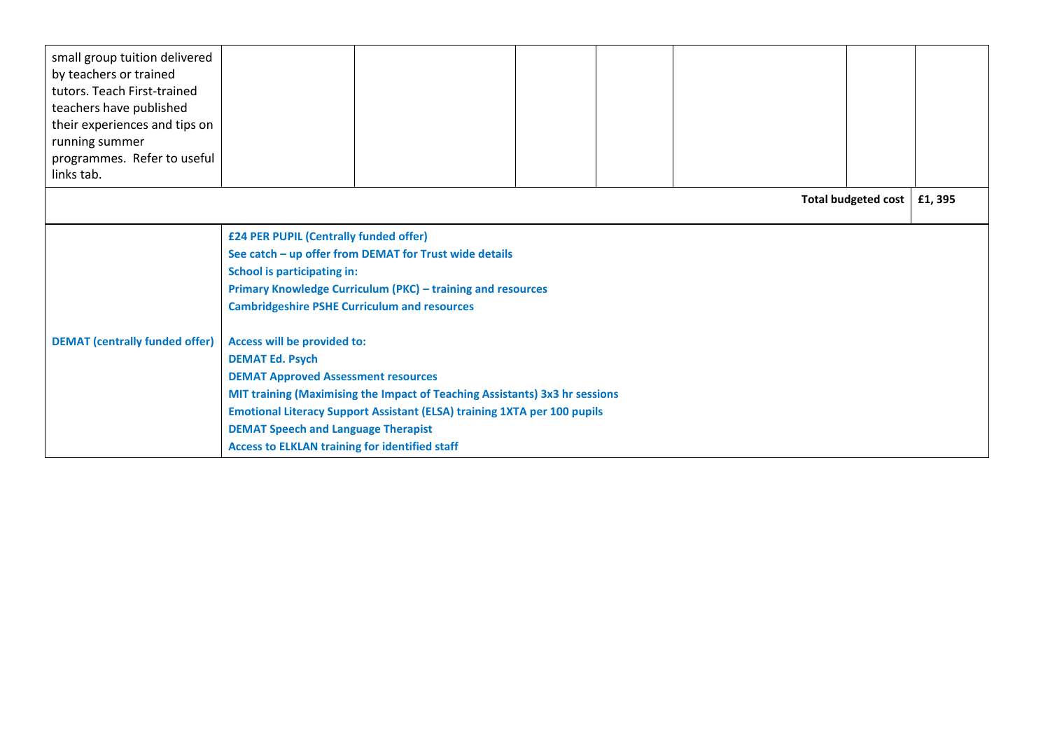| | | | | | | | |
|---|---|---|---|---|---|---|---|
| small group tuition delivered by teachers or trained tutors. Teach First-trained teachers have published their experiences and tips on running summer programmes. Refer to useful links tab. | | | | | | | |
| | | | | | | **Total budgeted cost** | **£1, 395** |

| | |
|---|---|
| **DEMAT (centrally funded offer)** | **£24 PER PUPIL (Centrally funded offer)**<br>**See catch – up offer from DEMAT for Trust wide details**<br>**School is participating in:**<br>**Primary Knowledge Curriculum (PKC) – training and resources**<br>**Cambridgeshire PSHE Curriculum and resources**<br><br>**Access will be provided to:**<br>**DEMAT Ed. Psych**<br>**DEMAT Approved Assessment resources**<br>**MIT training (Maximising the Impact of Teaching Assistants) 3x3 hr sessions**<br>**Emotional Literacy Support Assistant (ELSA) training 1XTA per 100 pupils**<br>**DEMAT Speech and Language Therapist**<br>**Access to ELKLAN training for identified staff** |